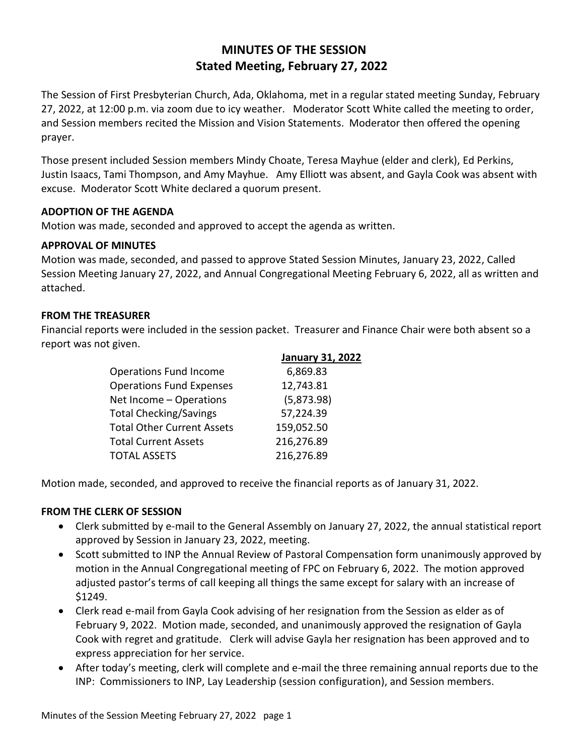# MINUTES OF THE SESSION
## Stated Meeting, February 27, 2022

The Session of First Presbyterian Church, Ada, Oklahoma, met in a regular stated meeting Sunday, February 27, 2022, at 12:00 p.m. via zoom due to icy weather. Moderator Scott White called the meeting to order, and Session members recited the Mission and Vision Statements. Moderator then offered the opening prayer.

Those present included Session members Mindy Choate, Teresa Mayhue (elder and clerk), Ed Perkins, Justin Isaacs, Tami Thompson, and Amy Mayhue. Amy Elliott was absent, and Gayla Cook was absent with excuse. Moderator Scott White declared a quorum present.

**ADOPTION OF THE AGENDA**

Motion was made, seconded and approved to accept the agenda as written.

**APPROVAL OF MINUTES**

Motion was made, seconded, and passed to approve Stated Session Minutes, January 23, 2022, Called Session Meeting January 27, 2022, and Annual Congregational Meeting February 6, 2022, all as written and attached.

**FROM THE TREASURER**

Financial reports were included in the session packet. Treasurer and Finance Chair were both absent so a report was not given.

| | January 31, 2022 |
|---|---|
| Operations Fund Income | 6,869.83 |
| Operations Fund Expenses | 12,743.81 |
| Net Income – Operations | (5,873.98) |
| Total Checking/Savings | 57,224.39 |
| Total Other Current Assets | 159,052.50 |
| Total Current Assets | 216,276.89 |
| TOTAL ASSETS | 216,276.89 |

Motion made, seconded, and approved to receive the financial reports as of January 31, 2022.

**FROM THE CLERK OF SESSION**

- Clerk submitted by e-mail to the General Assembly on January 27, 2022, the annual statistical report approved by Session in January 23, 2022, meeting.
- Scott submitted to INP the Annual Review of Pastoral Compensation form unanimously approved by motion in the Annual Congregational meeting of FPC on February 6, 2022. The motion approved adjusted pastor's terms of call keeping all things the same except for salary with an increase of $1249.
- Clerk read e-mail from Gayla Cook advising of her resignation from the Session as elder as of February 9, 2022. Motion made, seconded, and unanimously approved the resignation of Gayla Cook with regret and gratitude. Clerk will advise Gayla her resignation has been approved and to express appreciation for her service.
- After today's meeting, clerk will complete and e-mail the three remaining annual reports due to the INP: Commissioners to INP, Lay Leadership (session configuration), and Session members.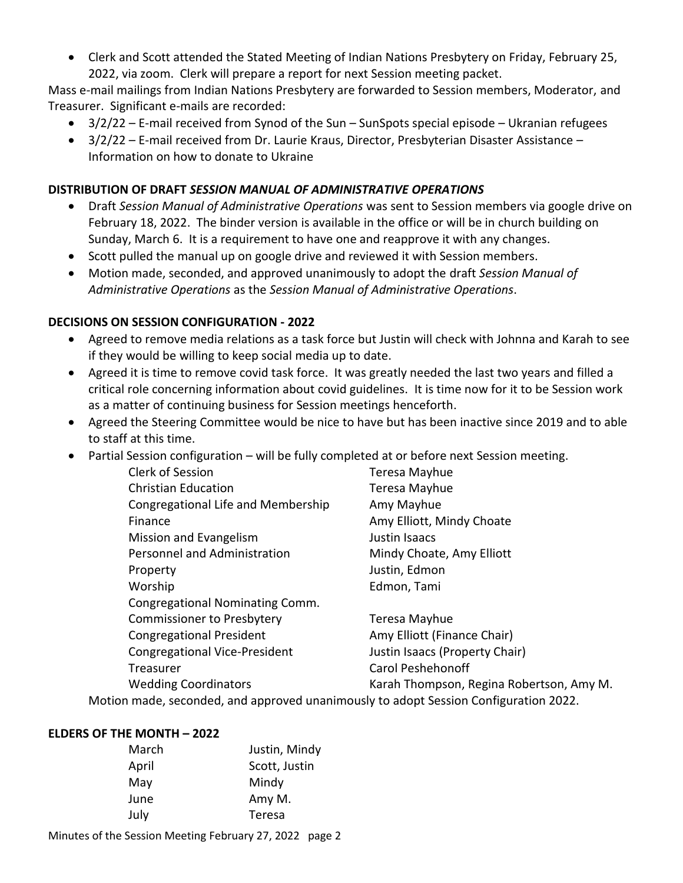- Clerk and Scott attended the Stated Meeting of Indian Nations Presbytery on Friday, February 25, 2022, via zoom. Clerk will prepare a report for next Session meeting packet.

Mass e-mail mailings from Indian Nations Presbytery are forwarded to Session members, Moderator, and Treasurer. Significant e-mails are recorded:

- 3/2/22 – E-mail received from Synod of the Sun – SunSpots special episode – Ukranian refugees
- 3/2/22 – E-mail received from Dr. Laurie Kraus, Director, Presbyterian Disaster Assistance – Information on how to donate to Ukraine

**DISTRIBUTION OF DRAFT *SESSION MANUAL OF ADMINISTRATIVE OPERATIONS***

- Draft *Session Manual of Administrative Operations* was sent to Session members via google drive on February 18, 2022. The binder version is available in the office or will be in church building on Sunday, March 6. It is a requirement to have one and reapprove it with any changes.
- Scott pulled the manual up on google drive and reviewed it with Session members.
- Motion made, seconded, and approved unanimously to adopt the draft *Session Manual of Administrative Operations* as the *Session Manual of Administrative Operations*.

**DECISIONS ON SESSION CONFIGURATION - 2022**

- Agreed to remove media relations as a task force but Justin will check with Johnna and Karah to see if they would be willing to keep social media up to date.
- Agreed it is time to remove covid task force. It was greatly needed the last two years and filled a critical role concerning information about covid guidelines. It is time now for it to be Session work as a matter of continuing business for Session meetings henceforth.
- Agreed the Steering Committee would be nice to have but has been inactive since 2019 and to able to staff at this time.
- Partial Session configuration – will be fully completed at or before next Session meeting.

| | |
|---|---|
| Clerk of Session | Teresa Mayhue |
| Christian Education | Teresa Mayhue |
| Congregational Life and Membership | Amy Mayhue |
| Finance | Amy Elliott, Mindy Choate |
| Mission and Evangelism | Justin Isaacs |
| Personnel and Administration | Mindy Choate, Amy Elliott |
| Property | Justin, Edmon |
| Worship | Edmon, Tami |
| Congregational Nominating Comm. | |
| Commissioner to Presbytery | Teresa Mayhue |
| Congregational President | Amy Elliott (Finance Chair) |
| Congregational Vice-President | Justin Isaacs (Property Chair) |
| Treasurer | Carol Peshehonoff |
| Wedding Coordinators | Karah Thompson, Regina Robertson, Amy M. |

Motion made, seconded, and approved unanimously to adopt Session Configuration 2022.

**ELDERS OF THE MONTH – 2022**

| | |
|---|---|
| March | Justin, Mindy |
| April | Scott, Justin |
| May | Mindy |
| June | Amy M. |
| July | Teresa |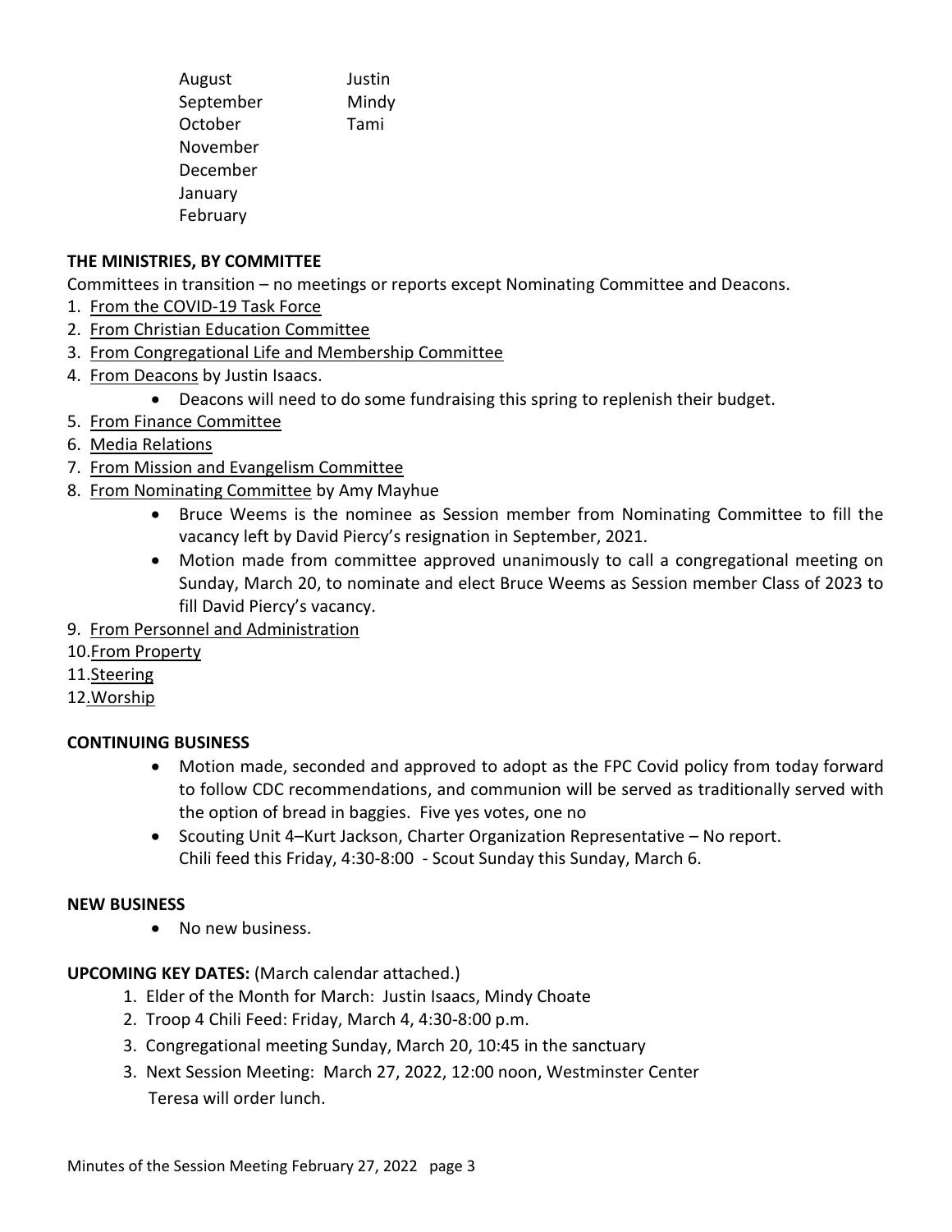| | |
|---|---|
| August | Justin |
| September | Mindy |
| October | Tami |
| November | |
| December | |
| January | |
| February | |

**THE MINISTRIES, BY COMMITTEE**

Committees in transition – no meetings or reports except Nominating Committee and Deacons.

1. From the COVID-19 Task Force
2. From Christian Education Committee
3. From Congregational Life and Membership Committee
4. From Deacons by Justin Isaacs.
   - Deacons will need to do some fundraising this spring to replenish their budget.
5. From Finance Committee
6. Media Relations
7. From Mission and Evangelism Committee
8. From Nominating Committee by Amy Mayhue
   - Bruce Weems is the nominee as Session member from Nominating Committee to fill the vacancy left by David Piercy's resignation in September, 2021.
   - Motion made from committee approved unanimously to call a congregational meeting on Sunday, March 20, to nominate and elect Bruce Weems as Session member Class of 2023 to fill David Piercy's vacancy.
9. From Personnel and Administration
10. From Property
11. Steering
12. Worship

**CONTINUING BUSINESS**

- Motion made, seconded and approved to adopt as the FPC Covid policy from today forward to follow CDC recommendations, and communion will be served as traditionally served with the option of bread in baggies. Five yes votes, one no
- Scouting Unit 4–Kurt Jackson, Charter Organization Representative – No report.
  Chili feed this Friday, 4:30-8:00 - Scout Sunday this Sunday, March 6.

**NEW BUSINESS**

- No new business.

**UPCOMING KEY DATES:** (March calendar attached.)

1. Elder of the Month for March: Justin Isaacs, Mindy Choate
2. Troop 4 Chili Feed: Friday, March 4, 4:30-8:00 p.m.
3. Congregational meeting Sunday, March 20, 10:45 in the sanctuary
3. Next Session Meeting: March 27, 2022, 12:00 noon, Westminster Center
   Teresa will order lunch.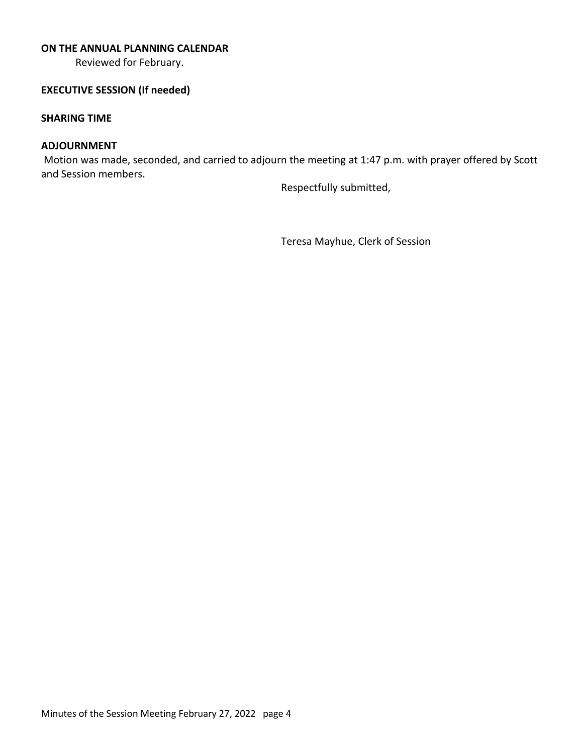**ON THE ANNUAL PLANNING CALENDAR**

Reviewed for February.

**EXECUTIVE SESSION (If needed)**

**SHARING TIME**

**ADJOURNMENT**

Motion was made, seconded, and carried to adjourn the meeting at 1:47 p.m. with prayer offered by Scott and Session members.

Respectfully submitted,

Teresa Mayhue, Clerk of Session